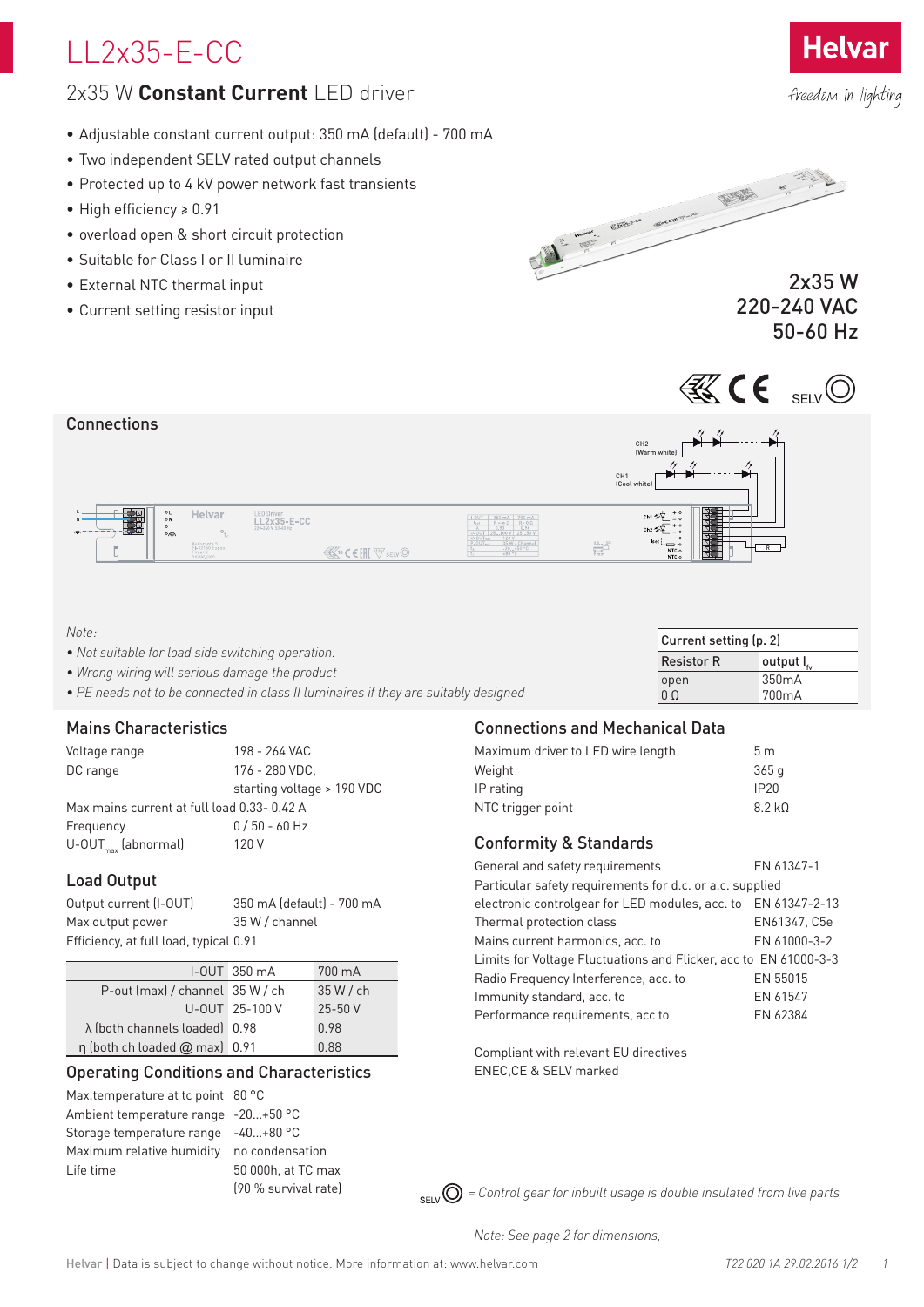# LL2x35-E-CC

## 2x35 W **Constant Current** LED driver

- Adjustable constant current output: 350 mA (default) - 700 mA
- Two independent SELV rated output channels
- Protected up to 4 kV power network fast transients
- High efficiency ≥ 0.91
- overload open & short circuit protection
- Suitable for Class I or II luminaire
- External NTC thermal input
- Current setting resistor input

2x35 W
220-240 VAC
50-60 Hz

## Connections

*Note:*

- *Not suitable for load side switching operation.*
- *Wrong wiring will serious damage the product*
- *PE needs not to be connected in class II luminaires if they are suitably designed*

| Current setting (p. 2) | |
|---|---|
| Resistor R | output $I_{fv}$ |
| open | 350mA |
| 0 Ω | 700mA |

## Mains Characteristics

| | |
|---|---|
| Voltage range | 198 - 264 VAC |
| DC range | 176 - 280 VDC, starting voltage > 190 VDC |
| Max mains current at full load | 0.33- 0.42 A |
| Frequency | 0 / 50 - 60 Hz |
| $U\text{-}OUT_{max}$ (abnormal) | 120 V |

## Load Output

| | |
|---|---|
| Output current (I-OUT) | 350 mA (default) - 700 mA |
| Max output power | 35 W / channel |
| Efficiency, at full load, typical | 0.91 |

| I-OUT | 350 mA | 700 mA |
|---|---|---|
| P-out (max) / channel | 35 W / ch | 35 W / ch |
| U-OUT | 25-100 V | 25-50 V |
| λ (both channels loaded) | 0.98 | 0.98 |
| η (both ch loaded @ max) | 0.91 | 0.88 |

## Operating Conditions and Characteristics

| | |
|---|---|
| Max.temperature at tc point | 80 °C |
| Ambient temperature range | -20...+50 °C |
| Storage temperature range | -40...+80 °C |
| Maximum relative humidity | no condensation |
| Life time | 50 000h, at TC max (90 % survival rate) |

## Connections and Mechanical Data

| | |
|---|---|
| Maximum driver to LED wire length | 5 m |
| Weight | 365 g |
| IP rating | IP20 |
| NTC trigger point | 8.2 kΩ |

## Conformity & Standards

| | |
|---|---|
| General and safety requirements | EN 61347-1 |
| Particular safety requirements for d.c. or a.c. supplied electronic controlgear for LED modules, acc. to | EN 61347-2-13 |
| Thermal protection class | EN61347, C5e |
| Mains current harmonics, acc. to | EN 61000-3-2 |
| Limits for Voltage Fluctuations and Flicker, acc to | EN 61000-3-3 |
| Radio Frequency Interference, acc. to | EN 55015 |
| Immunity standard, acc. to | EN 61547 |
| Performance requirements, acc to | EN 62384 |

Compliant with relevant EU directives
ENEC,CE & SELV marked

SELV = *Control gear for inbuilt usage is double insulated from live parts*

*Note: See page 2 for dimensions,*

Helvar | Data is subject to change without notice. More information at: www.helvar.com — T22 020 1A 29.02.2016 1/2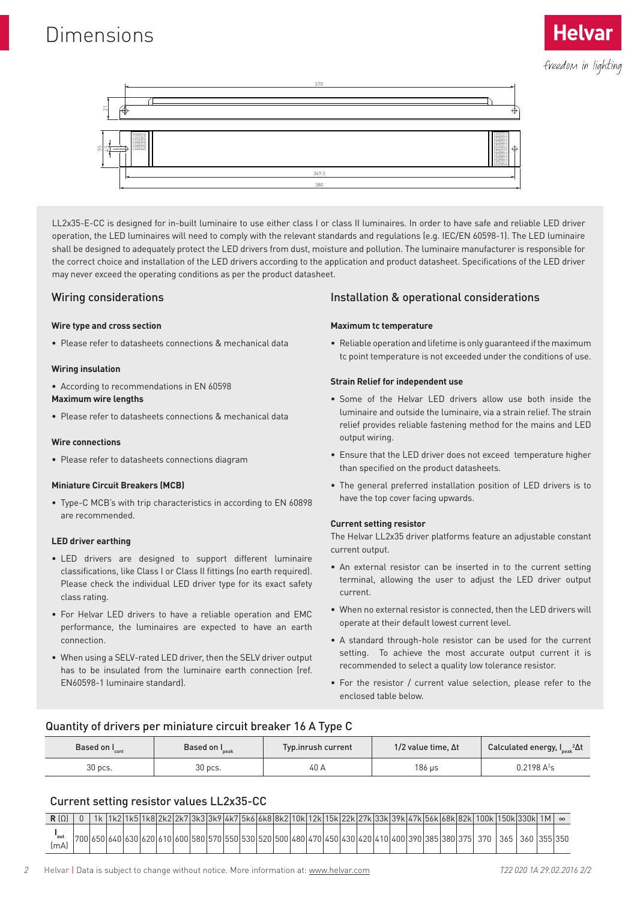# Dimensions

370

21

35

4.5

369.5

380

LL2x35-E-CC is designed for in-built luminaire to use either class I or class II luminaires. In order to have safe and reliable LED driver operation, the LED luminaires will need to comply with the relevant standards and regulations (e.g. IEC/EN 60598-1). The LED luminaire shall be designed to adequately protect the LED drivers from dust, moisture and pollution. The luminaire manufacturer is responsible for the correct choice and installation of the LED drivers according to the application and product datasheet. Specifications of the LED driver may never exceed the operating conditions as per the product datasheet.

## Wiring considerations

**Wire type and cross section**

- Please refer to datasheets connections & mechanical data

**Wiring insulation**

- According to recommendations in EN 60598

**Maximum wire lengths**

- Please refer to datasheets connections & mechanical data

**Wire connections**

- Please refer to datasheets connections diagram

**Miniature Circuit Breakers (MCB)**

- Type-C MCB's with trip characteristics in according to EN 60898 are recommended.

**LED driver earthing**

- LED drivers are designed to support different luminaire classifications, like Class I or Class II fittings (no earth required). Please check the individual LED driver type for its exact safety class rating.
- For Helvar LED drivers to have a reliable operation and EMC performance, the luminaires are expected to have an earth connection.
- When using a SELV-rated LED driver, then the SELV driver output has to be insulated from the luminaire earth connection (ref. EN60598-1 luminaire standard).

## Installation & operational considerations

**Maximum tc temperature**

- Reliable operation and lifetime is only guaranteed if the maximum tc point temperature is not exceeded under the conditions of use.

**Strain Relief for independent use**

- Some of the Helvar LED drivers allow use both inside the luminaire and outside the luminaire, via a strain relief. The strain relief provides reliable fastening method for the mains and LED output wiring.
- Ensure that the LED driver does not exceed temperature higher than specified on the product datasheets.
- The general preferred installation position of LED drivers is to have the top cover facing upwards.

**Current setting resistor**

The Helvar LL2x35 driver platforms feature an adjustable constant current output.

- An external resistor can be inserted in to the current setting terminal, allowing the user to adjust the LED driver output current.
- When no external resistor is connected, then the LED drivers will operate at their default lowest current level.
- A standard through-hole resistor can be used for the current setting. To achieve the most accurate output current it is recommended to select a quality low tolerance resistor.
- For the resistor / current value selection, please refer to the enclosed table below.

## Quantity of drivers per miniature circuit breaker 16 A Type C

| Based on $I_{cont}$ | Based on $I_{peak}$ | Typ.inrush current | 1/2 value time, Δt | Calculated energy, $I_{peak}{}^2\Delta t$ |
|---|---|---|---|---|
| 30 pcs. | 30 pcs. | 40 A | 186 μs | 0.2198 $A^2s$ |

## Current setting resistor values LL2x35-CC

| R (Ω) | 0 | 1k | 1k2 | 1k5 | 1k8 | 2k2 | 2k7 | 3k3 | 3k9 | 4k7 | 5k6 | 6k8 | 8k2 | 10k | 12k | 15k | 22k | 27k | 33k | 39k | 47k | 56k | 68k | 82k | 100k | 150k | 330k | 1M | ∞ |
|---|---|---|---|---|---|---|---|---|---|---|---|---|---|---|---|---|---|---|---|---|---|---|---|---|---|---|---|---|---|
| $I_{out}$ (mA) | 700 | 650 | 640 | 630 | 620 | 610 | 600 | 580 | 570 | 550 | 530 | 520 | 500 | 480 | 470 | 450 | 430 | 420 | 410 | 400 | 390 | 385 | 380 | 375 | 370 | 365 | 360 | 355 | 350 |